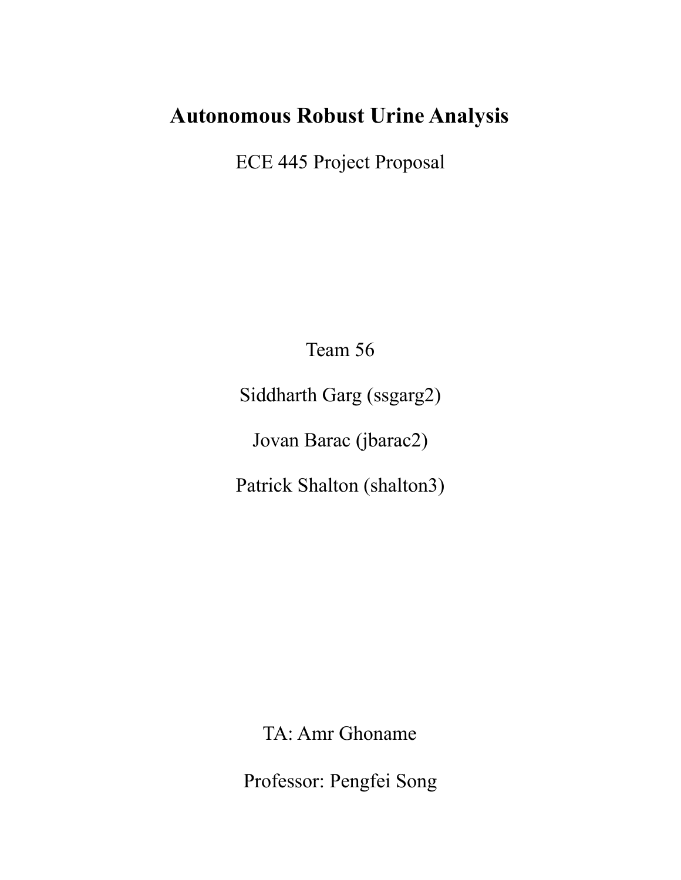# Autonomous Robust Urine Analysis

ECE 445 Project Proposal

Team 56

Siddharth Garg (ssgarg2)

Jovan Barac (jbarac2)

Patrick Shalton (shalton3)

TA: Amr Ghoname

Professor: Pengfei Song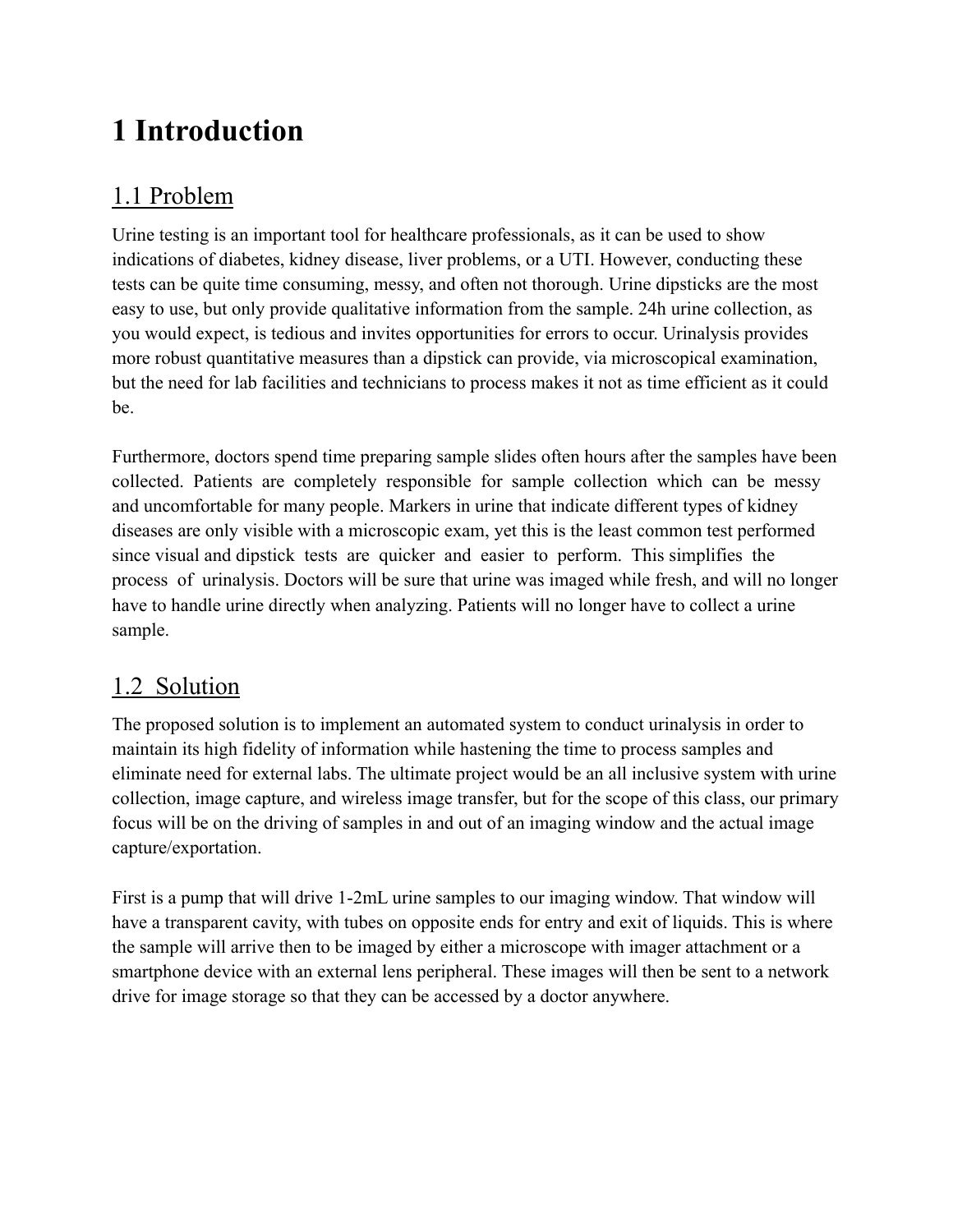# 1 Introduction

## 1.1 Problem

Urine testing is an important tool for healthcare professionals, as it can be used to show indications of diabetes, kidney disease, liver problems, or a UTI. However, conducting these tests can be quite time consuming, messy, and often not thorough. Urine dipsticks are the most easy to use, but only provide qualitative information from the sample. 24h urine collection, as you would expect, is tedious and invites opportunities for errors to occur. Urinalysis provides more robust quantitative measures than a dipstick can provide, via microscopical examination, but the need for lab facilities and technicians to process makes it not as time efficient as it could be.

Furthermore, doctors spend time preparing sample slides often hours after the samples have been collected. Patients are completely responsible for sample collection which can be messy and uncomfortable for many people. Markers in urine that indicate different types of kidney diseases are only visible with a microscopic exam, yet this is the least common test performed since visual and dipstick tests are quicker and easier to perform. This simplifies the process of urinalysis. Doctors will be sure that urine was imaged while fresh, and will no longer have to handle urine directly when analyzing. Patients will no longer have to collect a urine sample.

## 1.2 Solution

The proposed solution is to implement an automated system to conduct urinalysis in order to maintain its high fidelity of information while hastening the time to process samples and eliminate need for external labs. The ultimate project would be an all inclusive system with urine collection, image capture, and wireless image transfer, but for the scope of this class, our primary focus will be on the driving of samples in and out of an imaging window and the actual image capture/exportation.

First is a pump that will drive 1-2mL urine samples to our imaging window. That window will have a transparent cavity, with tubes on opposite ends for entry and exit of liquids. This is where the sample will arrive then to be imaged by either a microscope with imager attachment or a smartphone device with an external lens peripheral. These images will then be sent to a network drive for image storage so that they can be accessed by a doctor anywhere.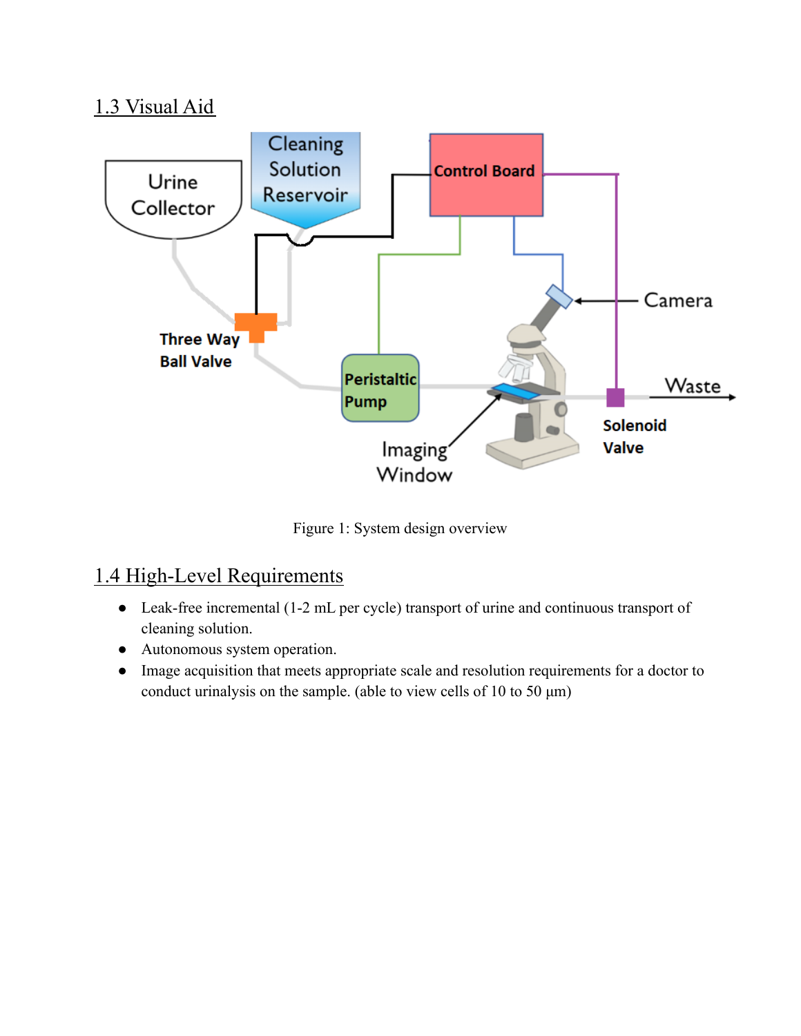## 1.3 Visual Aid

Figure 1: System design overview

## 1.4 High-Level Requirements

- Leak-free incremental (1-2 mL per cycle) transport of urine and continuous transport of cleaning solution.
- Autonomous system operation.
- Image acquisition that meets appropriate scale and resolution requirements for a doctor to conduct urinalysis on the sample. (able to view cells of 10 to 50 μm)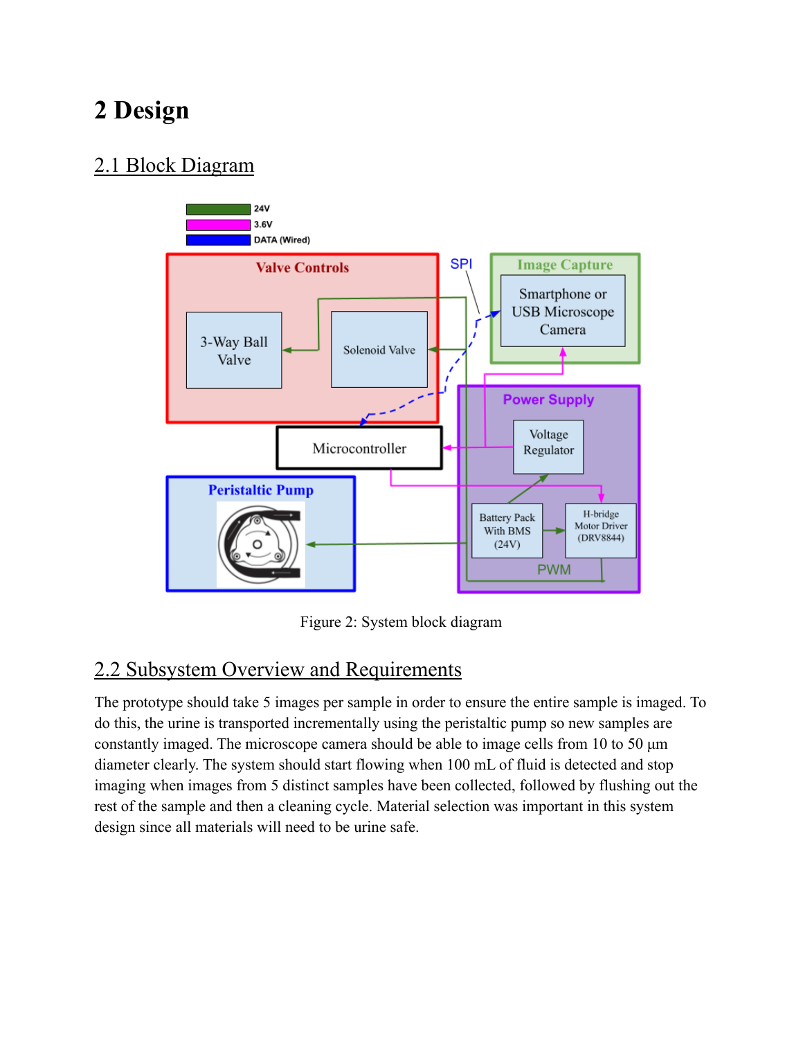# 2 Design

## 2.1 Block Diagram

Figure 2: System block diagram

## 2.2 Subsystem Overview and Requirements

The prototype should take 5 images per sample in order to ensure the entire sample is imaged. To do this, the urine is transported incrementally using the peristaltic pump so new samples are constantly imaged. The microscope camera should be able to image cells from 10 to 50 µm diameter clearly. The system should start flowing when 100 mL of fluid is detected and stop imaging when images from 5 distinct samples have been collected, followed by flushing out the rest of the sample and then a cleaning cycle. Material selection was important in this system design since all materials will need to be urine safe.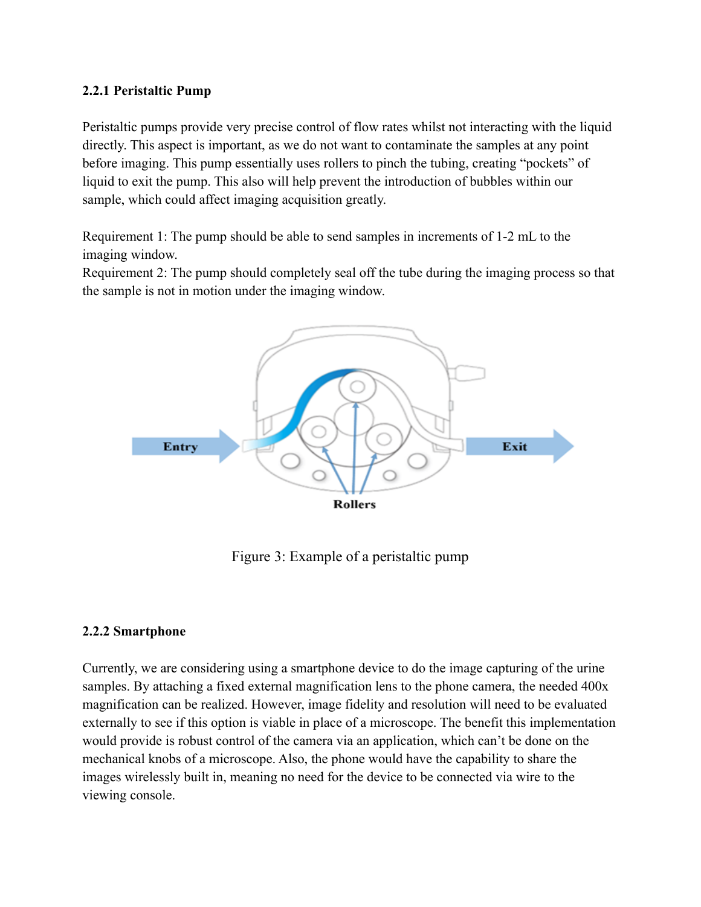### 2.2.1 Peristaltic Pump

Peristaltic pumps provide very precise control of flow rates whilst not interacting with the liquid directly. This aspect is important, as we do not want to contaminate the samples at any point before imaging. This pump essentially uses rollers to pinch the tubing, creating "pockets" of liquid to exit the pump. This also will help prevent the introduction of bubbles within our sample, which could affect imaging acquisition greatly.

Requirement 1: The pump should be able to send samples in increments of 1-2 mL to the imaging window.
Requirement 2: The pump should completely seal off the tube during the imaging process so that the sample is not in motion under the imaging window.

Figure 3: Example of a peristaltic pump

### 2.2.2 Smartphone

Currently, we are considering using a smartphone device to do the image capturing of the urine samples. By attaching a fixed external magnification lens to the phone camera, the needed 400x magnification can be realized. However, image fidelity and resolution will need to be evaluated externally to see if this option is viable in place of a microscope. The benefit this implementation would provide is robust control of the camera via an application, which can't be done on the mechanical knobs of a microscope. Also, the phone would have the capability to share the images wirelessly built in, meaning no need for the device to be connected via wire to the viewing console.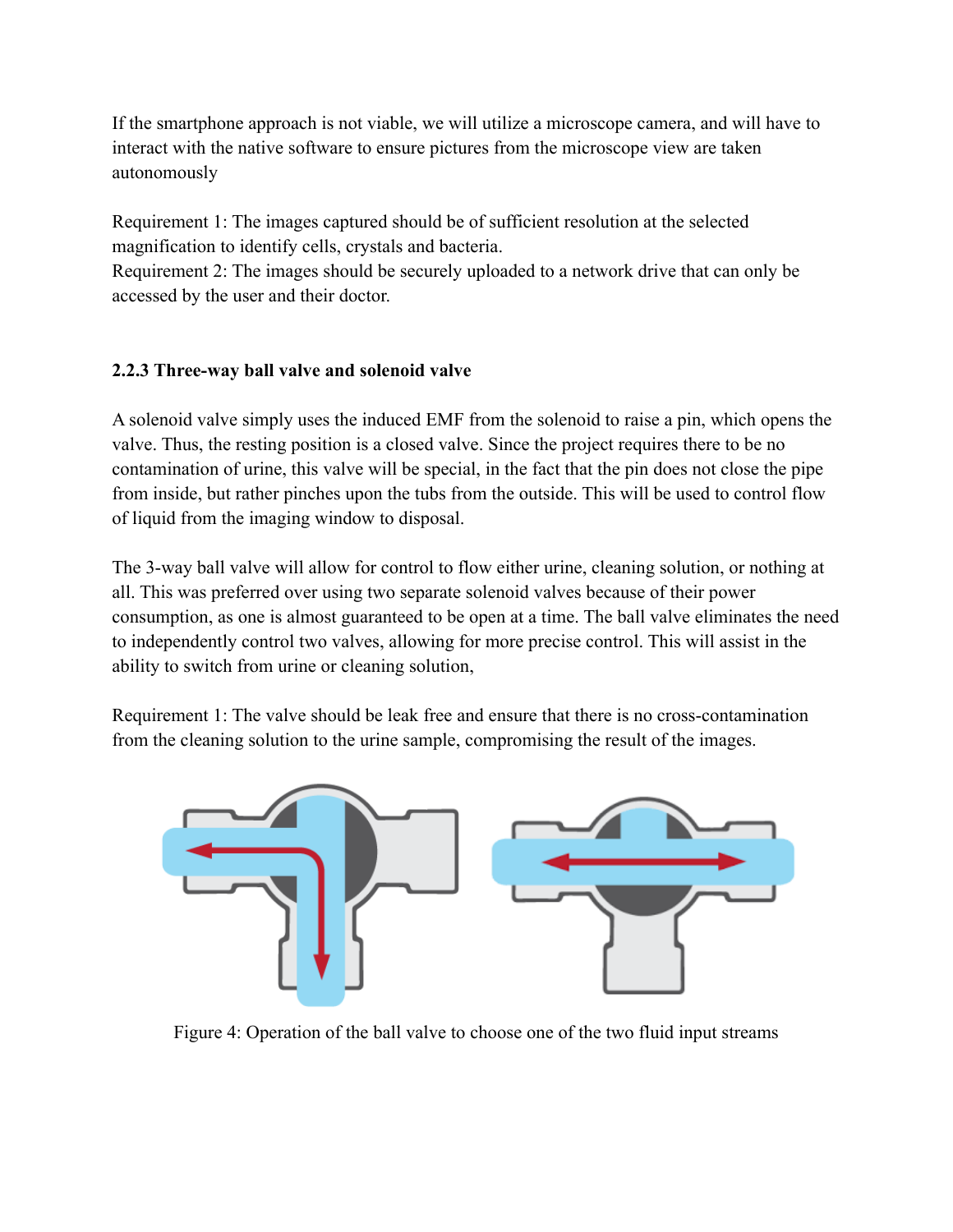If the smartphone approach is not viable, we will utilize a microscope camera, and will have to interact with the native software to ensure pictures from the microscope view are taken autonomously

Requirement 1: The images captured should be of sufficient resolution at the selected magnification to identify cells, crystals and bacteria.
Requirement 2: The images should be securely uploaded to a network drive that can only be accessed by the user and their doctor.

**2.2.3 Three-way ball valve and solenoid valve**

A solenoid valve simply uses the induced EMF from the solenoid to raise a pin, which opens the valve. Thus, the resting position is a closed valve. Since the project requires there to be no contamination of urine, this valve will be special, in the fact that the pin does not close the pipe from inside, but rather pinches upon the tubs from the outside. This will be used to control flow of liquid from the imaging window to disposal.

The 3-way ball valve will allow for control to flow either urine, cleaning solution, or nothing at all. This was preferred over using two separate solenoid valves because of their power consumption, as one is almost guaranteed to be open at a time. The ball valve eliminates the need to independently control two valves, allowing for more precise control. This will assist in the ability to switch from urine or cleaning solution,

Requirement 1: The valve should be leak free and ensure that there is no cross-contamination from the cleaning solution to the urine sample, compromising the result of the images.

Figure 4: Operation of the ball valve to choose one of the two fluid input streams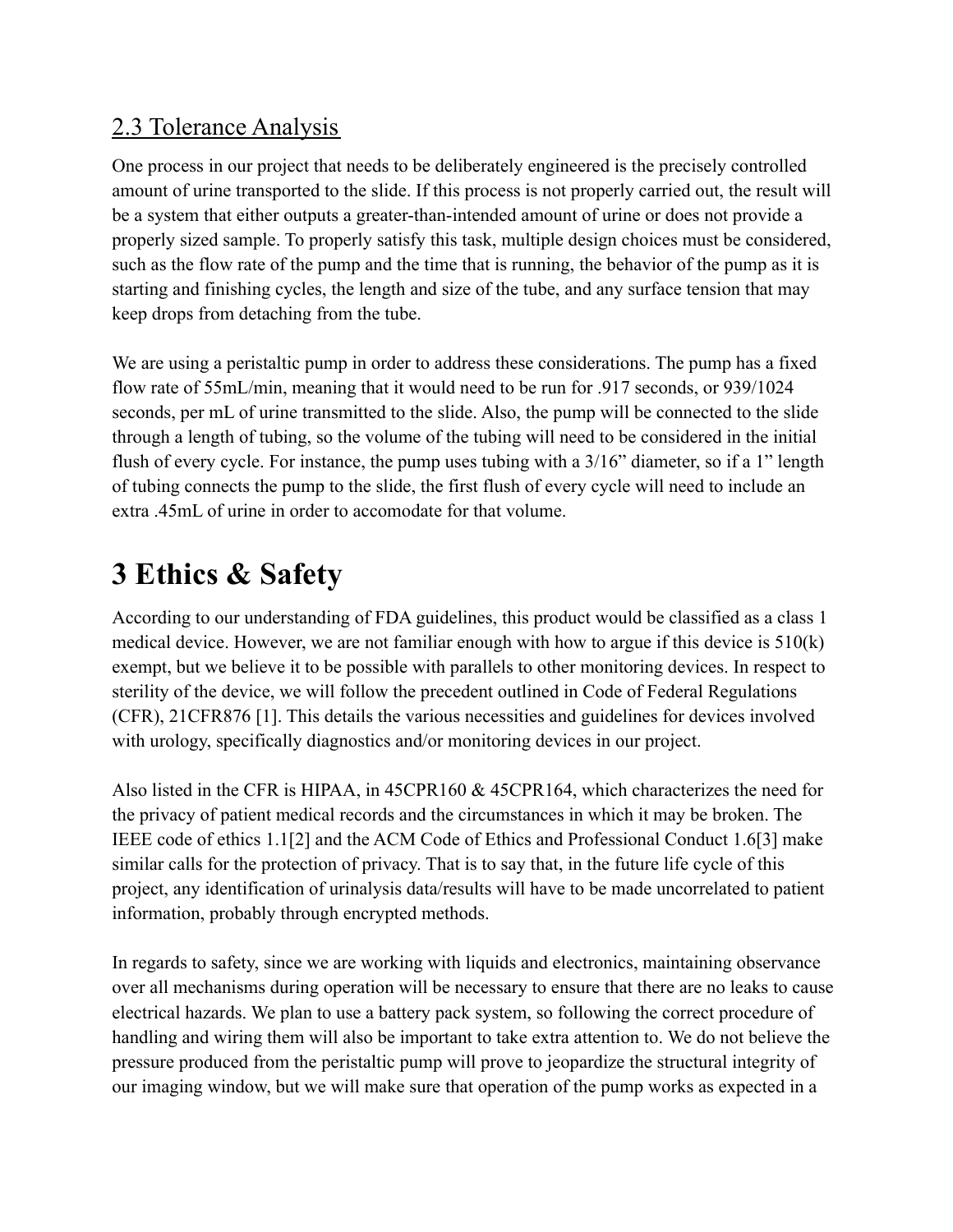## 2.3 Tolerance Analysis

One process in our project that needs to be deliberately engineered is the precisely controlled amount of urine transported to the slide. If this process is not properly carried out, the result will be a system that either outputs a greater-than-intended amount of urine or does not provide a properly sized sample. To properly satisfy this task, multiple design choices must be considered, such as the flow rate of the pump and the time that is running, the behavior of the pump as it is starting and finishing cycles, the length and size of the tube, and any surface tension that may keep drops from detaching from the tube.

We are using a peristaltic pump in order to address these considerations. The pump has a fixed flow rate of 55mL/min, meaning that it would need to be run for .917 seconds, or 939/1024 seconds, per mL of urine transmitted to the slide. Also, the pump will be connected to the slide through a length of tubing, so the volume of the tubing will need to be considered in the initial flush of every cycle. For instance, the pump uses tubing with a 3/16" diameter, so if a 1" length of tubing connects the pump to the slide, the first flush of every cycle will need to include an extra .45mL of urine in order to accomodate for that volume.

# 3 Ethics & Safety

According to our understanding of FDA guidelines, this product would be classified as a class 1 medical device. However, we are not familiar enough with how to argue if this device is 510(k) exempt, but we believe it to be possible with parallels to other monitoring devices. In respect to sterility of the device, we will follow the precedent outlined in Code of Federal Regulations (CFR), 21CFR876 [1]. This details the various necessities and guidelines for devices involved with urology, specifically diagnostics and/or monitoring devices in our project.

Also listed in the CFR is HIPAA, in 45CPR160 & 45CPR164, which characterizes the need for the privacy of patient medical records and the circumstances in which it may be broken. The IEEE code of ethics 1.1[2] and the ACM Code of Ethics and Professional Conduct 1.6[3] make similar calls for the protection of privacy. That is to say that, in the future life cycle of this project, any identification of urinalysis data/results will have to be made uncorrelated to patient information, probably through encrypted methods.

In regards to safety, since we are working with liquids and electronics, maintaining observance over all mechanisms during operation will be necessary to ensure that there are no leaks to cause electrical hazards. We plan to use a battery pack system, so following the correct procedure of handling and wiring them will also be important to take extra attention to. We do not believe the pressure produced from the peristaltic pump will prove to jeopardize the structural integrity of our imaging window, but we will make sure that operation of the pump works as expected in a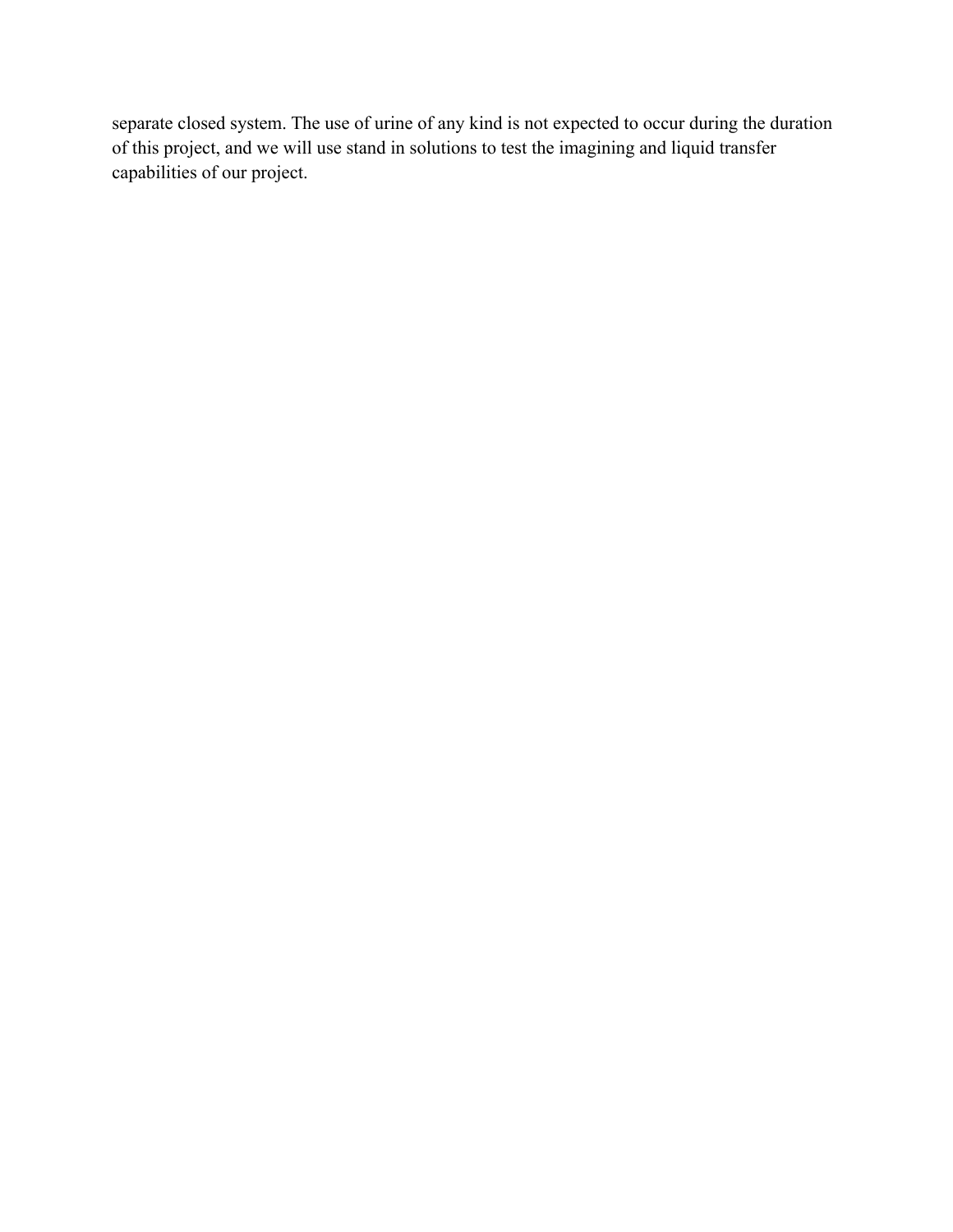separate closed system. The use of urine of any kind is not expected to occur during the duration of this project, and we will use stand in solutions to test the imagining and liquid transfer capabilities of our project.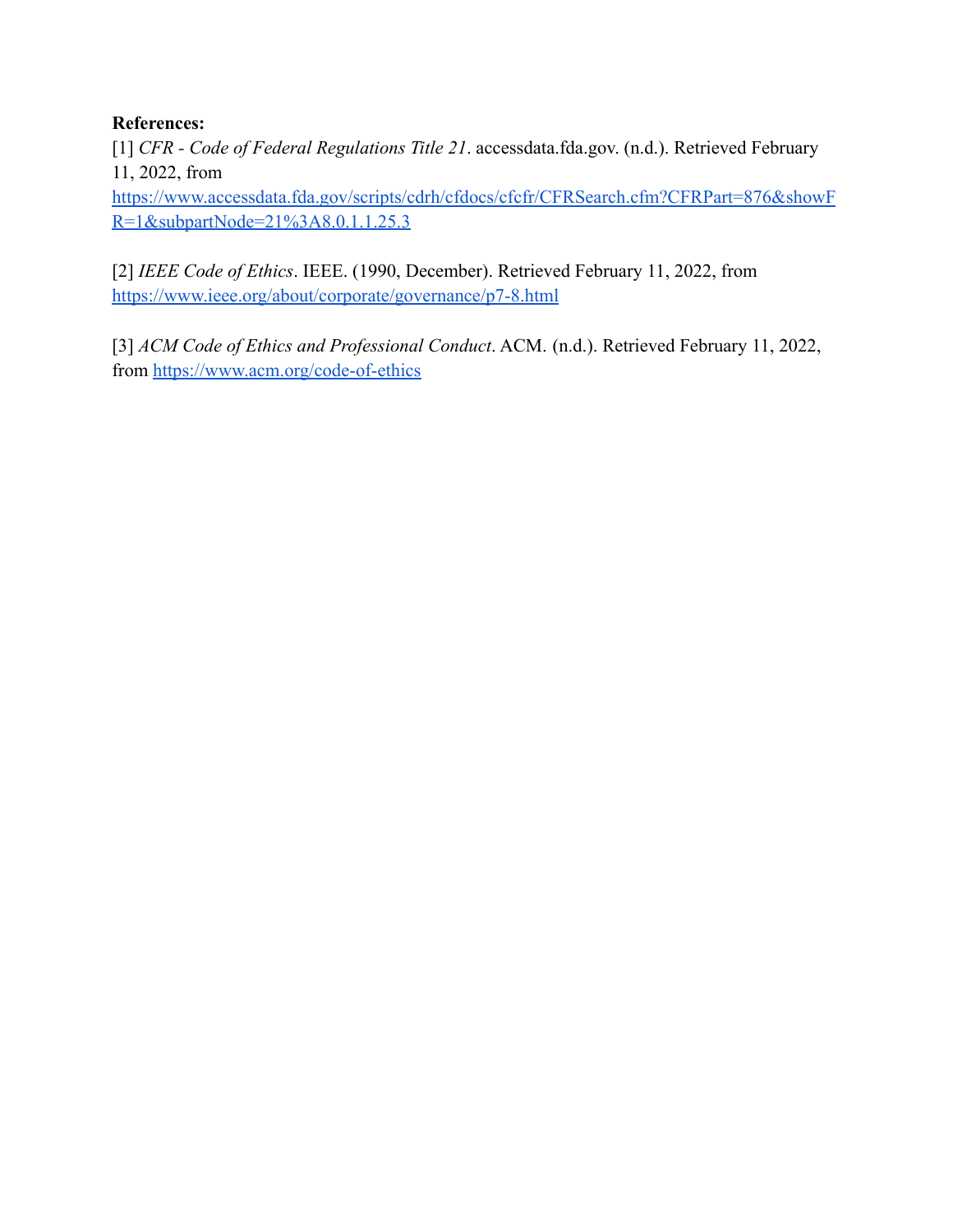**References:**

[1] *CFR - Code of Federal Regulations Title 21*. accessdata.fda.gov. (n.d.). Retrieved February 11, 2022, from https://www.accessdata.fda.gov/scripts/cdrh/cfdocs/cfcfr/CFRSearch.cfm?CFRPart=876&showFR=1&subpartNode=21%3A8.0.1.1.25.3

[2] *IEEE Code of Ethics*. IEEE. (1990, December). Retrieved February 11, 2022, from https://www.ieee.org/about/corporate/governance/p7-8.html

[3] *ACM Code of Ethics and Professional Conduct*. ACM. (n.d.). Retrieved February 11, 2022, from https://www.acm.org/code-of-ethics